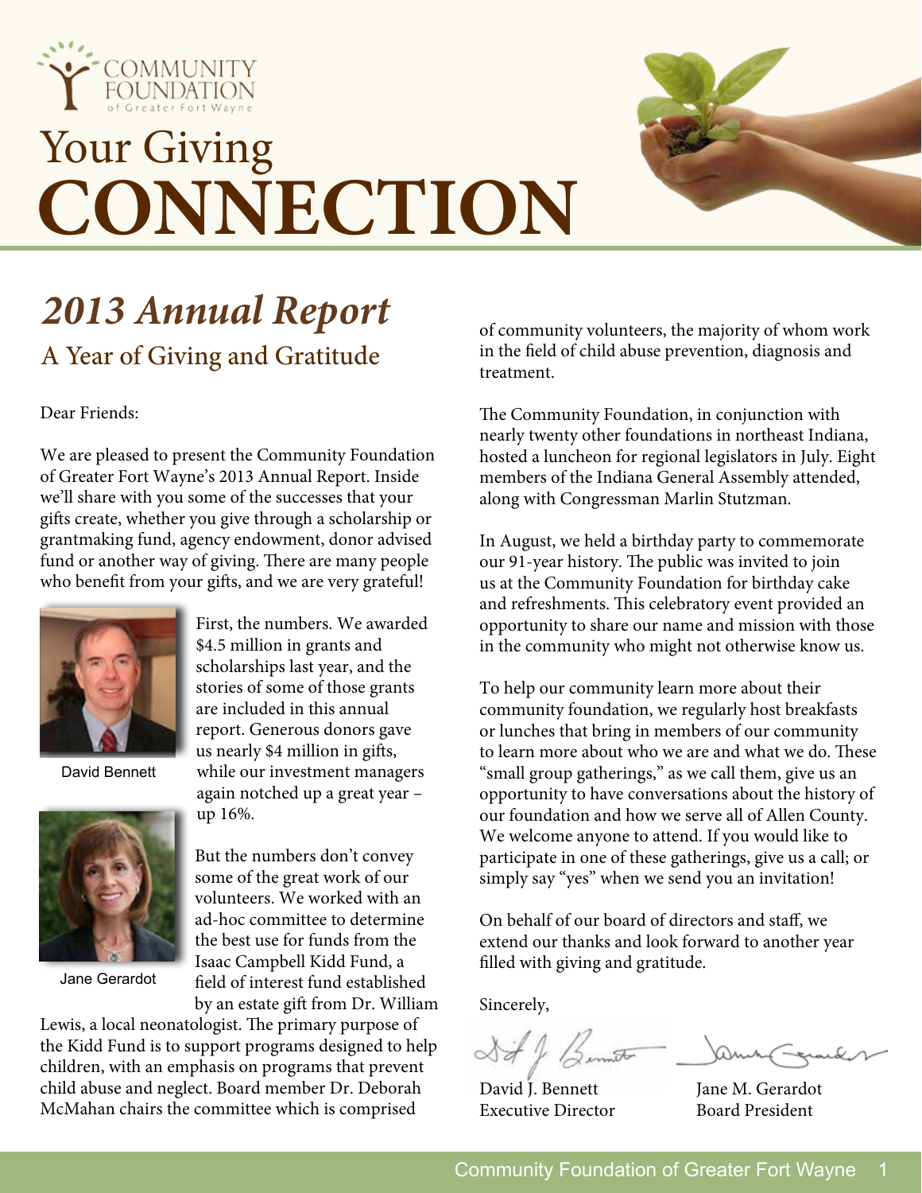COMMUNITY FOUNDATION of Greater Fort Wayne

# Your Giving CONNECTION

## *2013 Annual Report*

### A Year of Giving and Gratitude

Dear Friends:

We are pleased to present the Community Foundation of Greater Fort Wayne's 2013 Annual Report. Inside we'll share with you some of the successes that your gifts create, whether you give through a scholarship or grantmaking fund, agency endowment, donor advised fund or another way of giving. There are many people who benefit from your gifts, and we are very grateful!

David Bennett

Jane Gerardot

First, the numbers. We awarded $4.5 million in grants and scholarships last year, and the stories of some of those grants are included in this annual report. Generous donors gave us nearly $4 million in gifts, while our investment managers again notched up a great year – up 16%.

But the numbers don't convey some of the great work of our volunteers. We worked with an ad-hoc committee to determine the best use for funds from the Isaac Campbell Kidd Fund, a field of interest fund established by an estate gift from Dr. William Lewis, a local neonatologist. The primary purpose of the Kidd Fund is to support programs designed to help children, with an emphasis on programs that prevent child abuse and neglect. Board member Dr. Deborah McMahan chairs the committee which is comprised of community volunteers, the majority of whom work in the field of child abuse prevention, diagnosis and treatment.

The Community Foundation, in conjunction with nearly twenty other foundations in northeast Indiana, hosted a luncheon for regional legislators in July. Eight members of the Indiana General Assembly attended, along with Congressman Marlin Stutzman.

In August, we held a birthday party to commemorate our 91-year history. The public was invited to join us at the Community Foundation for birthday cake and refreshments. This celebratory event provided an opportunity to share our name and mission with those in the community who might not otherwise know us.

To help our community learn more about their community foundation, we regularly host breakfasts or lunches that bring in members of our community to learn more about who we are and what we do. These "small group gatherings," as we call them, give us an opportunity to have conversations about the history of our foundation and how we serve all of Allen County. We welcome anyone to attend. If you would like to participate in one of these gatherings, give us a call; or simply say "yes" when we send you an invitation!

On behalf of our board of directors and staff, we extend our thanks and look forward to another year filled with giving and gratitude.

Sincerely,

David J. Bennett
Executive Director

Jane M. Gerardot
Board President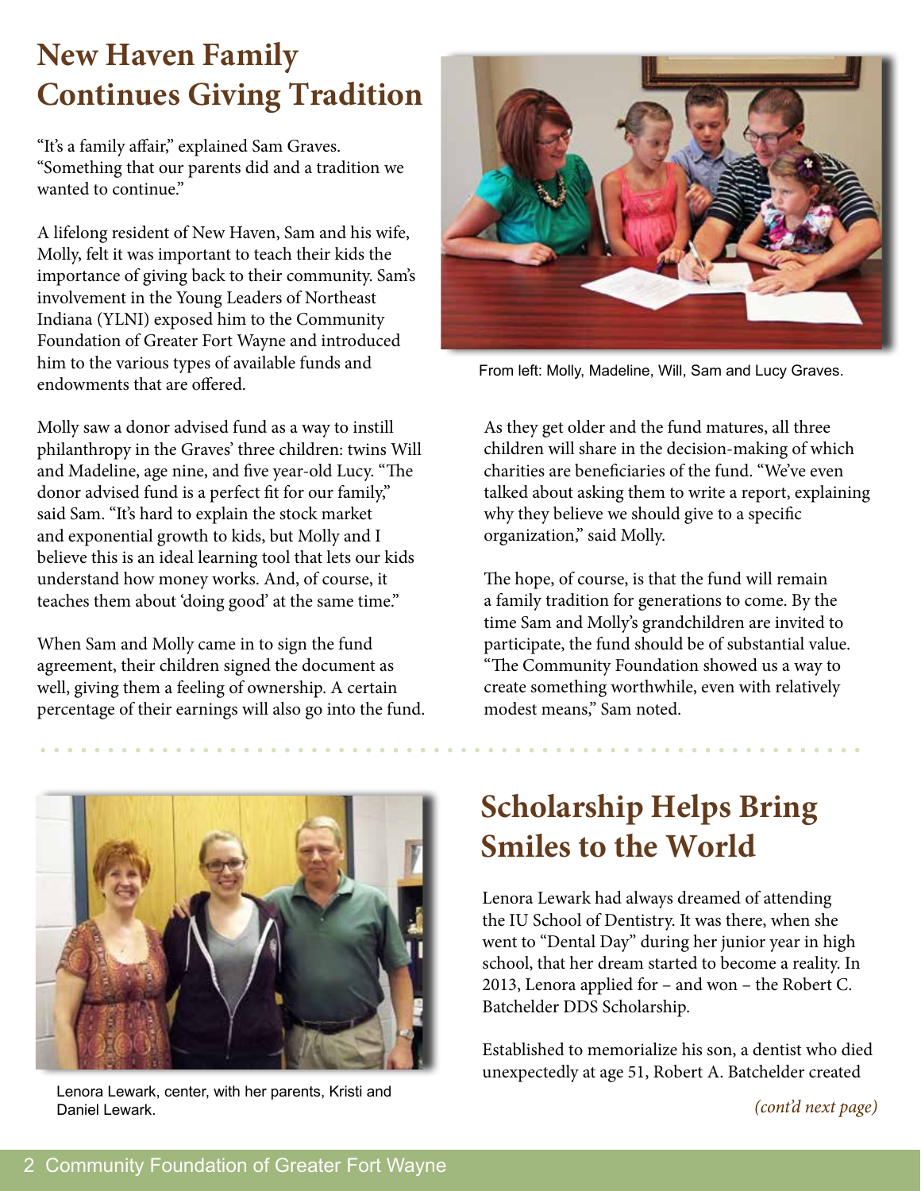# New Haven Family Continues Giving Tradition

"It's a family affair," explained Sam Graves. "Something that our parents did and a tradition we wanted to continue."

A lifelong resident of New Haven, Sam and his wife, Molly, felt it was important to teach their kids the importance of giving back to their community. Sam's involvement in the Young Leaders of Northeast Indiana (YLNI) exposed him to the Community Foundation of Greater Fort Wayne and introduced him to the various types of available funds and endowments that are offered.

Molly saw a donor advised fund as a way to instill philanthropy in the Graves' three children: twins Will and Madeline, age nine, and five year-old Lucy. "The donor advised fund is a perfect fit for our family," said Sam. "It's hard to explain the stock market and exponential growth to kids, but Molly and I believe this is an ideal learning tool that lets our kids understand how money works. And, of course, it teaches them about 'doing good' at the same time."

When Sam and Molly came in to sign the fund agreement, their children signed the document as well, giving them a feeling of ownership. A certain percentage of their earnings will also go into the fund.

From left: Molly, Madeline, Will, Sam and Lucy Graves.

As they get older and the fund matures, all three children will share in the decision-making of which charities are beneficiaries of the fund. "We've even talked about asking them to write a report, explaining why they believe we should give to a specific organization," said Molly.

The hope, of course, is that the fund will remain a family tradition for generations to come. By the time Sam and Molly's grandchildren are invited to participate, the fund should be of substantial value. "The Community Foundation showed us a way to create something worthwhile, even with relatively modest means," Sam noted.

# Scholarship Helps Bring Smiles to the World

Lenora Lewark, center, with her parents, Kristi and Daniel Lewark.

Lenora Lewark had always dreamed of attending the IU School of Dentistry. It was there, when she went to "Dental Day" during her junior year in high school, that her dream started to become a reality. In 2013, Lenora applied for – and won – the Robert C. Batchelder DDS Scholarship.

Established to memorialize his son, a dentist who died unexpectedly at age 51, Robert A. Batchelder created

*(cont'd next page)*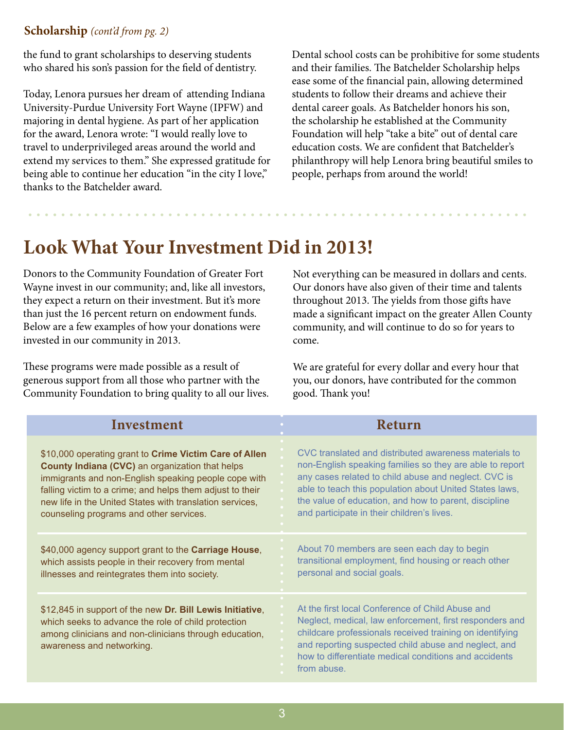**Scholarship** *(cont'd from pg. 2)*

the fund to grant scholarships to deserving students who shared his son's passion for the field of dentistry.

Today, Lenora pursues her dream of attending Indiana University-Purdue University Fort Wayne (IPFW) and majoring in dental hygiene. As part of her application for the award, Lenora wrote: "I would really love to travel to underprivileged areas around the world and extend my services to them." She expressed gratitude for being able to continue her education "in the city I love," thanks to the Batchelder award.

Dental school costs can be prohibitive for some students and their families. The Batchelder Scholarship helps ease some of the financial pain, allowing determined students to follow their dreams and achieve their dental career goals. As Batchelder honors his son, the scholarship he established at the Community Foundation will help "take a bite" out of dental care education costs. We are confident that Batchelder's philanthropy will help Lenora bring beautiful smiles to people, perhaps from around the world!

# Look What Your Investment Did in 2013!

Donors to the Community Foundation of Greater Fort Wayne invest in our community; and, like all investors, they expect a return on their investment. But it's more than just the 16 percent return on endowment funds. Below are a few examples of how your donations were invested in our community in 2013.

These programs were made possible as a result of generous support from all those who partner with the Community Foundation to bring quality to all our lives.

Not everything can be measured in dollars and cents. Our donors have also given of their time and talents throughout 2013. The yields from those gifts have made a significant impact on the greater Allen County community, and will continue to do so for years to come.

We are grateful for every dollar and every hour that you, our donors, have contributed for the common good. Thank you!

| Investment | Return |
|---|---|
| $10,000 operating grant to **Crime Victim Care of Allen County Indiana (CVC)** an organization that helps immigrants and non-English speaking people cope with falling victim to a crime; and helps them adjust to their new life in the United States with translation services, counseling programs and other services. | CVC translated and distributed awareness materials to non-English speaking families so they are able to report any cases related to child abuse and neglect. CVC is able to teach this population about United States laws, the value of education, and how to parent, discipline and participate in their children's lives. |
| $40,000 agency support grant to the **Carriage House**, which assists people in their recovery from mental illnesses and reintegrates them into society. | About 70 members are seen each day to begin transitional employment, find housing or reach other personal and social goals. |
| $12,845 in support of the new **Dr. Bill Lewis Initiative**, which seeks to advance the role of child protection among clinicians and non-clinicians through education, awareness and networking. | At the first local Conference of Child Abuse and Neglect, medical, law enforcement, first responders and childcare professionals received training on identifying and reporting suspected child abuse and neglect, and how to differentiate medical conditions and accidents from abuse. |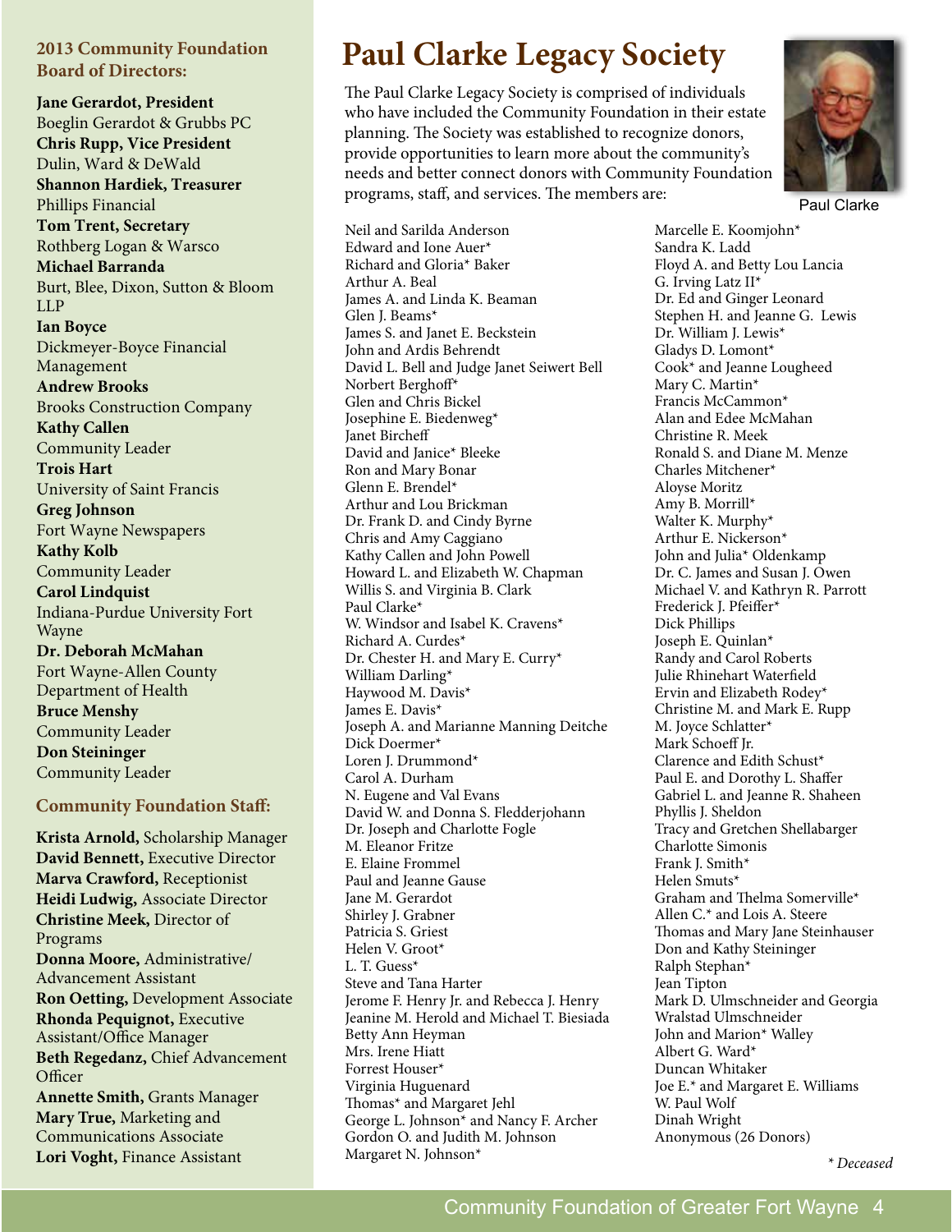## 2013 Community Foundation Board of Directors:

**Jane Gerardot, President**
Boeglin Gerardot & Grubbs PC
**Chris Rupp, Vice President**
Dulin, Ward & DeWald
**Shannon Hardiek, Treasurer**
Phillips Financial
**Tom Trent, Secretary**
Rothberg Logan & Warsco
**Michael Barranda**
Burt, Blee, Dixon, Sutton & Bloom LLP
**Ian Boyce**
Dickmeyer-Boyce Financial Management
**Andrew Brooks**
Brooks Construction Company
**Kathy Callen**
Community Leader
**Trois Hart**
University of Saint Francis
**Greg Johnson**
Fort Wayne Newspapers
**Kathy Kolb**
Community Leader
**Carol Lindquist**
Indiana-Purdue University Fort Wayne
**Dr. Deborah McMahan**
Fort Wayne-Allen County Department of Health
**Bruce Menshy**
Community Leader
**Don Steininger**
Community Leader

## Community Foundation Staff:

**Krista Arnold,** Scholarship Manager
**David Bennett,** Executive Director
**Marva Crawford,** Receptionist
**Heidi Ludwig,** Associate Director
**Christine Meek,** Director of Programs
**Donna Moore,** Administrative/Advancement Assistant
**Ron Oetting,** Development Associate
**Rhonda Pequignot,** Executive Assistant/Office Manager
**Beth Regedanz,** Chief Advancement Officer
**Annette Smith,** Grants Manager
**Mary True,** Marketing and Communications Associate
**Lori Voght,** Finance Assistant

# Paul Clarke Legacy Society

The Paul Clarke Legacy Society is comprised of individuals who have included the Community Foundation in their estate planning. The Society was established to recognize donors, provide opportunities to learn more about the community's needs and better connect donors with Community Foundation programs, staff, and services. The members are:

Paul Clarke

Neil and Sarilda Anderson
Edward and Ione Auer*
Richard and Gloria* Baker
Arthur A. Beal
James A. and Linda K. Beaman
Glen J. Beams*
James S. and Janet E. Beckstein
John and Ardis Behrendt
David L. Bell and Judge Janet Seiwert Bell
Norbert Berghoff*
Glen and Chris Bickel
Josephine E. Biedenweg*
Janet Bircheff
David and Janice* Bleeke
Ron and Mary Bonar
Glenn E. Brendel*
Arthur and Lou Brickman
Dr. Frank D. and Cindy Byrne
Chris and Amy Caggiano
Kathy Callen and John Powell
Howard L. and Elizabeth W. Chapman
Willis S. and Virginia B. Clark
Paul Clarke*
W. Windsor and Isabel K. Cravens*
Richard A. Curdes*
Dr. Chester H. and Mary E. Curry*
William Darling*
Haywood M. Davis*
James E. Davis*
Joseph A. and Marianne Manning Deitche
Dick Doermer*
Loren J. Drummond*
Carol A. Durham
N. Eugene and Val Evans
David W. and Donna S. Fledderjohann
Dr. Joseph and Charlotte Fogle
M. Eleanor Fritze
E. Elaine Frommel
Paul and Jeanne Gause
Jane M. Gerardot
Shirley J. Grabner
Patricia S. Griest
Helen V. Groot*
L. T. Guess*
Steve and Tana Harter
Jerome F. Henry Jr. and Rebecca J. Henry
Jeanine M. Herold and Michael T. Biesiada
Betty Ann Heyman
Mrs. Irene Hiatt
Forrest Houser*
Virginia Huguenard
Thomas* and Margaret Jehl
George L. Johnson* and Nancy F. Archer
Gordon O. and Judith M. Johnson
Margaret N. Johnson*
Marcelle E. Koomjohn*
Sandra K. Ladd
Floyd A. and Betty Lou Lancia
G. Irving Latz II*
Dr. Ed and Ginger Leonard
Stephen H. and Jeanne G. Lewis
Dr. William J. Lewis*
Gladys D. Lomont*
Cook* and Jeanne Lougheed
Mary C. Martin*
Francis McCammon*
Alan and Edee McMahan
Christine R. Meek
Ronald S. and Diane M. Menze
Charles Mitchener*
Aloyse Moritz
Amy B. Morrill*
Walter K. Murphy*
Arthur E. Nickerson*
John and Julia* Oldenkamp
Dr. C. James and Susan J. Owen
Michael V. and Kathryn R. Parrott
Frederick J. Pfeiffer*
Dick Phillips
Joseph E. Quinlan*
Randy and Carol Roberts
Julie Rhinehart Waterfield
Ervin and Elizabeth Rodey*
Christine M. and Mark E. Rupp
M. Joyce Schlatter*
Mark Schoeff Jr.
Clarence and Edith Schust*
Paul E. and Dorothy L. Shaffer
Gabriel L. and Jeanne R. Shaheen
Phyllis J. Sheldon
Tracy and Gretchen Shellabarger
Charlotte Simonis
Frank J. Smith*
Helen Smuts*
Graham and Thelma Somerville*
Allen C.* and Lois A. Steere
Thomas and Mary Jane Steinhauser
Don and Kathy Steininger
Ralph Stephan*
Jean Tipton
Mark D. Ulmschneider and Georgia Wralstad Ulmschneider
John and Marion* Walley
Albert G. Ward*
Duncan Whitaker
Joe E.* and Margaret E. Williams
W. Paul Wolf
Dinah Wright
Anonymous (26 Donors)

*\* Deceased*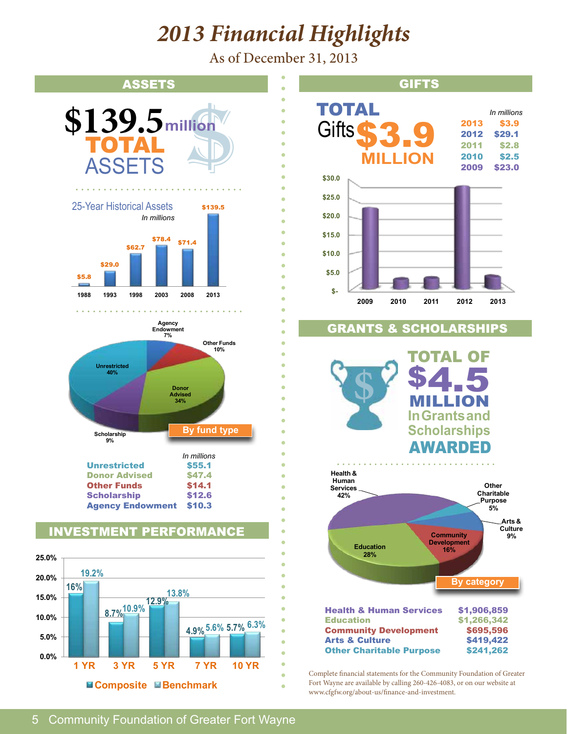# *2013 Financial Highlights*

As of December 31, 2013

## ASSETS

**$139.5 million TOTAL ASSETS**

### 25-Year Historical Assets

*In millions*

| Year | Assets |
|---|---|
| 1988 | $5.8 |
| 1993 | $29.0 |
| 1998 | $62.7 |
| 2003 | $78.4 |
| 2008 | $71.4 |
| 2013 | $139.5 |

### By fund type

Unrestricted 40%, Donor Advised 34%, Other Funds 10%, Scholarship 9%, Agency Endowment 7%

| | *In millions* |
|---|---|
| Unrestricted | $55.1 |
| Donor Advised | $47.4 |
| Other Funds | $14.1 |
| Scholarship | $12.6 |
| Agency Endowment | $10.3 |

## INVESTMENT PERFORMANCE

| | Composite | Benchmark |
|---|---|---|
| 1 YR | 16% | 19.2% |
| 3 YR | 8.7% | 10.9% |
| 5 YR | 12.9% | 13.8% |
| 7 YR | 4.9% | 5.6% |
| 10 YR | 5.7% | 6.3% |

## GIFTS

**TOTAL Gifts $3.9 MILLION**

*In millions*

| Year | Gifts |
|---|---|
| 2013 | $3.9 |
| 2012 | $29.1 |
| 2011 | $2.8 |
| 2010 | $2.5 |
| 2009 | $23.0 |

## GRANTS & SCHOLARSHIPS

**TOTAL OF $4.5 MILLION In Grants and Scholarships AWARDED**

### By category

Health & Human Services 42%, Education 28%, Community Development 16%, Arts & Culture 9%, Other Charitable Purpose 5%

| Category | Amount |
|---|---|
| Health & Human Services | $1,906,859 |
| Education | $1,266,342 |
| Community Development | $695,596 |
| Arts & Culture | $419,422 |
| Other Charitable Purpose | $241,262 |

Complete financial statements for the Community Foundation of Greater Fort Wayne are available by calling 260-426-4083, or on our website at www.cfgfw.org/about-us/finance-and-investment.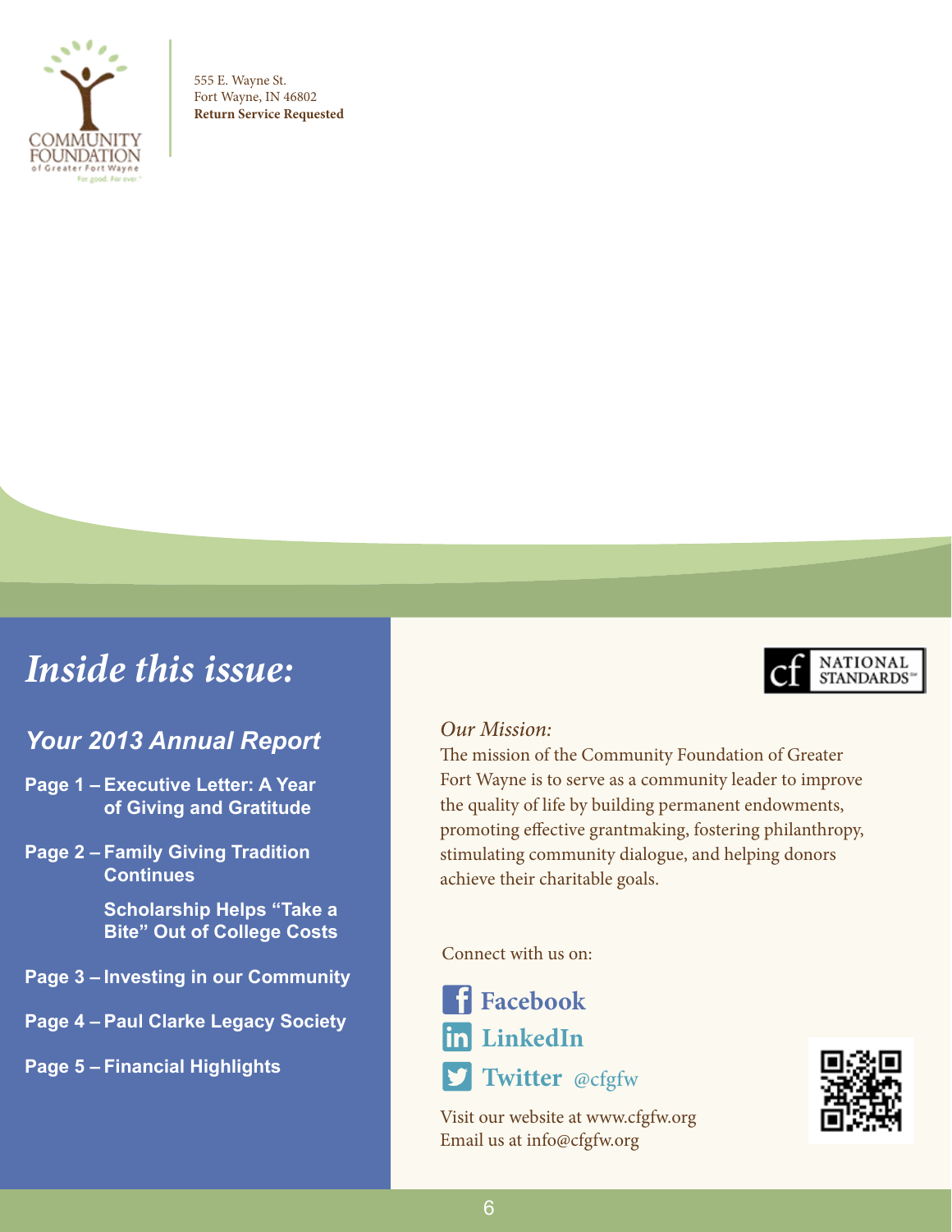COMMUNITY FOUNDATION of Greater Fort Wayne
For good. For ever.

555 E. Wayne St.
Fort Wayne, IN 46802
**Return Service Requested**

# *Inside this issue:*

## *Your 2013 Annual Report*

**Page 1 – Executive Letter: A Year of Giving and Gratitude**

**Page 2 – Family Giving Tradition Continues**

**Scholarship Helps "Take a Bite" Out of College Costs**

**Page 3 – Investing in our Community**

**Page 4 – Paul Clarke Legacy Society**

**Page 5 – Financial Highlights**

cf NATIONAL STANDARDS

*Our Mission:*
The mission of the Community Foundation of Greater Fort Wayne is to serve as a community leader to improve the quality of life by building permanent endowments, promoting effective grantmaking, fostering philanthropy, stimulating community dialogue, and helping donors achieve their charitable goals.

Connect with us on:

**Facebook**
**LinkedIn**
**Twitter** @cfgfw

Visit our website at www.cfgfw.org
Email us at info@cfgfw.org